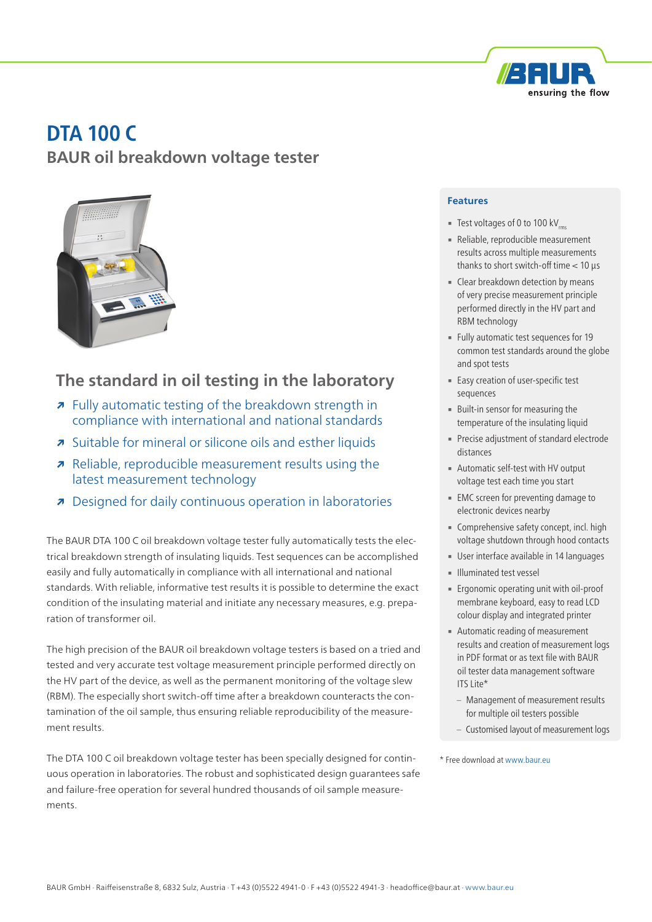# DTA 100 C

## BAUR oil breakdown voltage tester

## The standard in oil testing in the laboratory

- Fully automatic testing of the breakdown strength in compliance with international and national standards
- Suitable for mineral or silicone oils and esther liquids
- Reliable, reproducible measurement results using the latest measurement technology
- Designed for daily continuous operation in laboratories

The BAUR DTA 100 C oil breakdown voltage tester fully automatically tests the electrical breakdown strength of insulating liquids. Test sequences can be accomplished easily and fully automatically in compliance with all international and national standards. With reliable, informative test results it is possible to determine the exact condition of the insulating material and initiate any necessary measures, e.g. preparation of transformer oil.

The high precision of the BAUR oil breakdown voltage testers is based on a tried and tested and very accurate test voltage measurement principle performed directly on the HV part of the device, as well as the permanent monitoring of the voltage slew (RBM). The especially short switch-off time after a breakdown counteracts the contamination of the oil sample, thus ensuring reliable reproducibility of the measurement results.

The DTA 100 C oil breakdown voltage tester has been specially designed for continuous operation in laboratories. The robust and sophisticated design guarantees safe and failure-free operation for several hundred thousands of oil sample measurements.

### Features

- Test voltages of 0 to 100 $kV_{rms}$
- Reliable, reproducible measurement results across multiple measurements thanks to short switch-off time < 10 µs
- Clear breakdown detection by means of very precise measurement principle performed directly in the HV part and RBM technology
- Fully automatic test sequences for 19 common test standards around the globe and spot tests
- Easy creation of user-specific test sequences
- Built-in sensor for measuring the temperature of the insulating liquid
- Precise adjustment of standard electrode distances
- Automatic self-test with HV output voltage test each time you start
- EMC screen for preventing damage to electronic devices nearby
- Comprehensive safety concept, incl. high voltage shutdown through hood contacts
- User interface available in 14 languages
- Illuminated test vessel
- Ergonomic operating unit with oil-proof membrane keyboard, easy to read LCD colour display and integrated printer
- Automatic reading of measurement results and creation of measurement logs in PDF format or as text file with BAUR oil tester data management software ITS Lite*
  - Management of measurement results for multiple oil testers possible
  - Customised layout of measurement logs

\* Free download at www.baur.eu

BAUR GmbH · Raiffeisenstraße 8, 6832 Sulz, Austria · T +43 (0)5522 4941-0 · F +43 (0)5522 4941-3 · headoffice@baur.at · www.baur.eu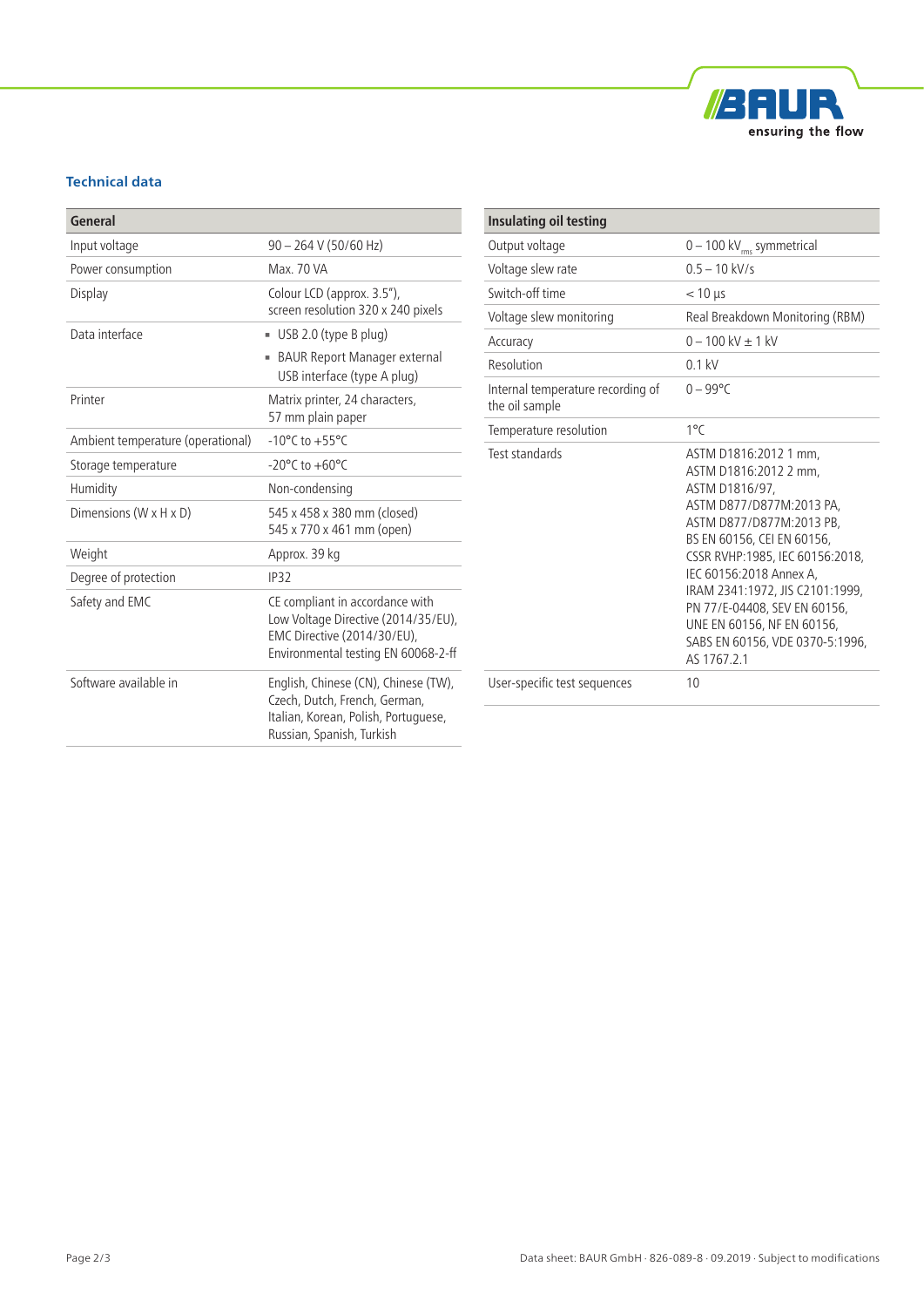## Technical data

| General | |
|---|---|
| Input voltage | 90 – 264 V (50/60 Hz) |
| Power consumption | Max. 70 VA |
| Display | Colour LCD (approx. 3.5"), screen resolution 320 x 240 pixels |
| Data interface | ▪ USB 2.0 (type B plug)<br>▪ BAUR Report Manager external USB interface (type A plug) |
| Printer | Matrix printer, 24 characters, 57 mm plain paper |
| Ambient temperature (operational) | -10°C to +55°C |
| Storage temperature | -20°C to +60°C |
| Humidity | Non-condensing |
| Dimensions (W x H x D) | 545 x 458 x 380 mm (closed)<br>545 x 770 x 461 mm (open) |
| Weight | Approx. 39 kg |
| Degree of protection | IP32 |
| Safety and EMC | CE compliant in accordance with Low Voltage Directive (2014/35/EU), EMC Directive (2014/30/EU), Environmental testing EN 60068-2-ff |
| Software available in | English, Chinese (CN), Chinese (TW), Czech, Dutch, French, German, Italian, Korean, Polish, Portuguese, Russian, Spanish, Turkish |

| Insulating oil testing | |
|---|---|
| Output voltage | 0 – 100 $kV_{rms}$ symmetrical |
| Voltage slew rate | 0.5 – 10 kV/s |
| Switch-off time | < 10 µs |
| Voltage slew monitoring | Real Breakdown Monitoring (RBM) |
| Accuracy | 0 – 100 kV ± 1 kV |
| Resolution | 0.1 kV |
| Internal temperature recording of the oil sample | 0 – 99°C |
| Temperature resolution | 1°C |
| Test standards | ASTM D1816:2012 1 mm, ASTM D1816:2012 2 mm, ASTM D1816/97, ASTM D877/D877M:2013 PA, ASTM D877/D877M:2013 PB, BS EN 60156, CEI EN 60156, CSSR RVHP:1985, IEC 60156:2018, IEC 60156:2018 Annex A, IRAM 2341:1972, JIS C2101:1999, PN 77/E-04408, SEV EN 60156, UNE EN 60156, NF EN 60156, SABS EN 60156, VDE 0370-5:1996, AS 1767.2.1 |
| User-specific test sequences | 10 |

Data sheet: BAUR GmbH · 826-089-8 · 09.2019 · Subject to modifications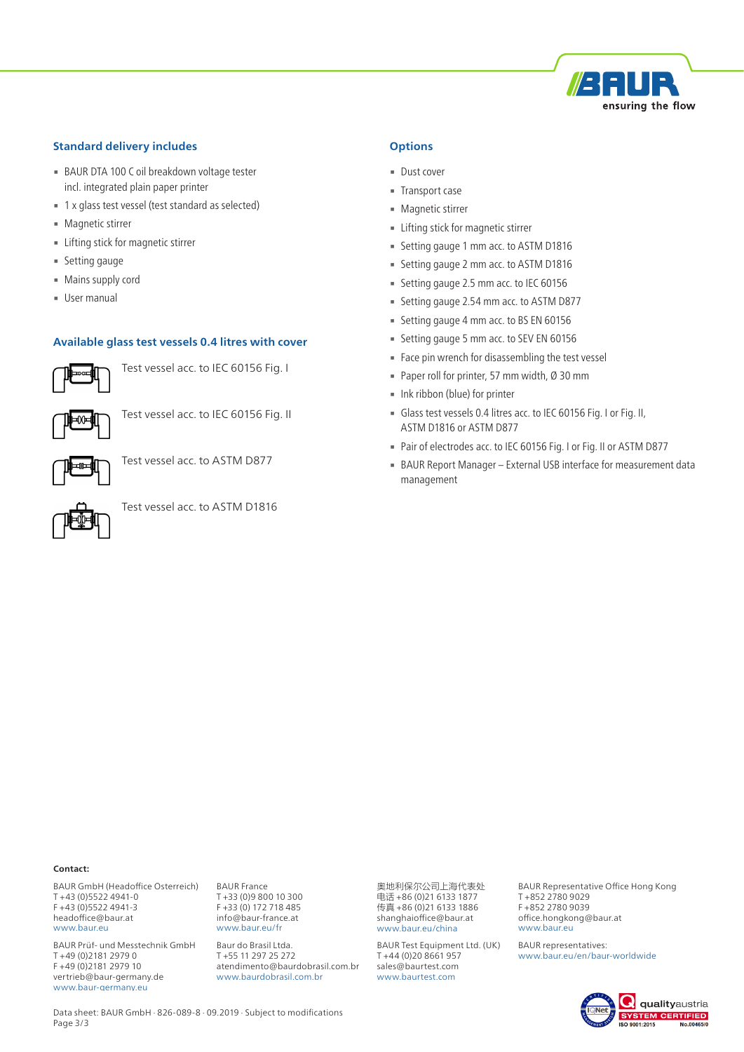## Standard delivery includes

- BAUR DTA 100 C oil breakdown voltage tester incl. integrated plain paper printer
- 1 x glass test vessel (test standard as selected)
- Magnetic stirrer
- Lifting stick for magnetic stirrer
- Setting gauge
- Mains supply cord
- User manual

## Available glass test vessels 0.4 litres with cover

Test vessel acc. to IEC 60156 Fig. I

Test vessel acc. to IEC 60156 Fig. II

Test vessel acc. to ASTM D877

Test vessel acc. to ASTM D1816

## Options

- Dust cover
- Transport case
- Magnetic stirrer
- Lifting stick for magnetic stirrer
- Setting gauge 1 mm acc. to ASTM D1816
- Setting gauge 2 mm acc. to ASTM D1816
- Setting gauge 2.5 mm acc. to IEC 60156
- Setting gauge 2.54 mm acc. to ASTM D877
- Setting gauge 4 mm acc. to BS EN 60156
- Setting gauge 5 mm acc. to SEV EN 60156
- Face pin wrench for disassembling the test vessel
- Paper roll for printer, 57 mm width, Ø 30 mm
- Ink ribbon (blue) for printer
- Glass test vessels 0.4 litres acc. to IEC 60156 Fig. I or Fig. II, ASTM D1816 or ASTM D877
- Pair of electrodes acc. to IEC 60156 Fig. I or Fig. II or ASTM D877
- BAUR Report Manager – External USB interface for measurement data management

**Contact:**

BAUR GmbH (Headoffice Osterreich)
T +43 (0)5522 4941-0
F +43 (0)5522 4941-3
headoffice@baur.at
www.baur.eu

BAUR Prüf- und Messtechnik GmbH
T +49 (0)2181 2979 0
F +49 (0)2181 2979 10
vertrieb@baur-germany.de
www.baur-germany.eu

BAUR France
T +33 (0)9 800 10 300
F +33 (0) 172 718 485
info@baur-france.at
www.baur.eu/fr

Baur do Brasil Ltda.
T +55 11 297 25 272
atendimento@baurdobrasil.com.br
www.baurdobrasil.com.br

奥地利保尔公司上海代表处
电话 +86 (0)21 6133 1877
传真 +86 (0)21 6133 1886
shanghaioffice@baur.at
www.baur.eu/china

BAUR Test Equipment Ltd. (UK)
T +44 (0)20 8661 957
sales@baurtest.com
www.baurtest.com

BAUR Representative Office Hong Kong
T +852 2780 9029
F +852 2780 9039
office.hongkong@baur.at
www.baur.eu

BAUR representatives:
www.baur.eu/en/baur-worldwide

Data sheet: BAUR GmbH · 826-089-8 · 09.2019 · Subject to modifications